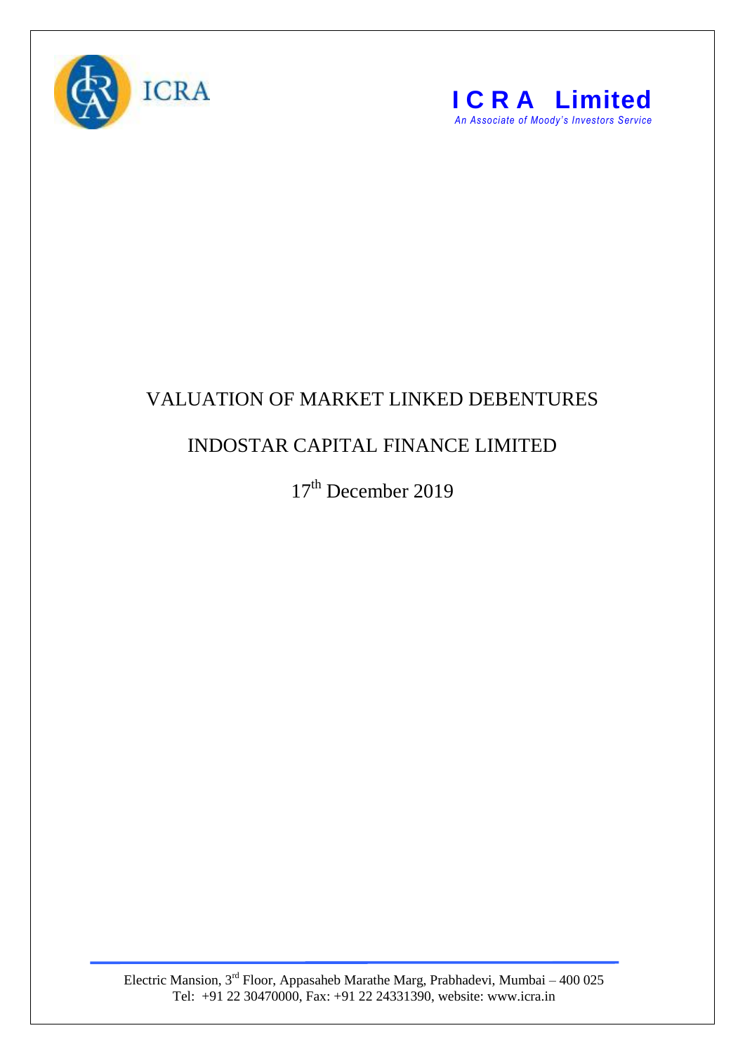# VALUATION OF MARKET LINKED DEBENTURES

## INDOSTAR CAPITAL FINANCE LIMITED

17th December 2019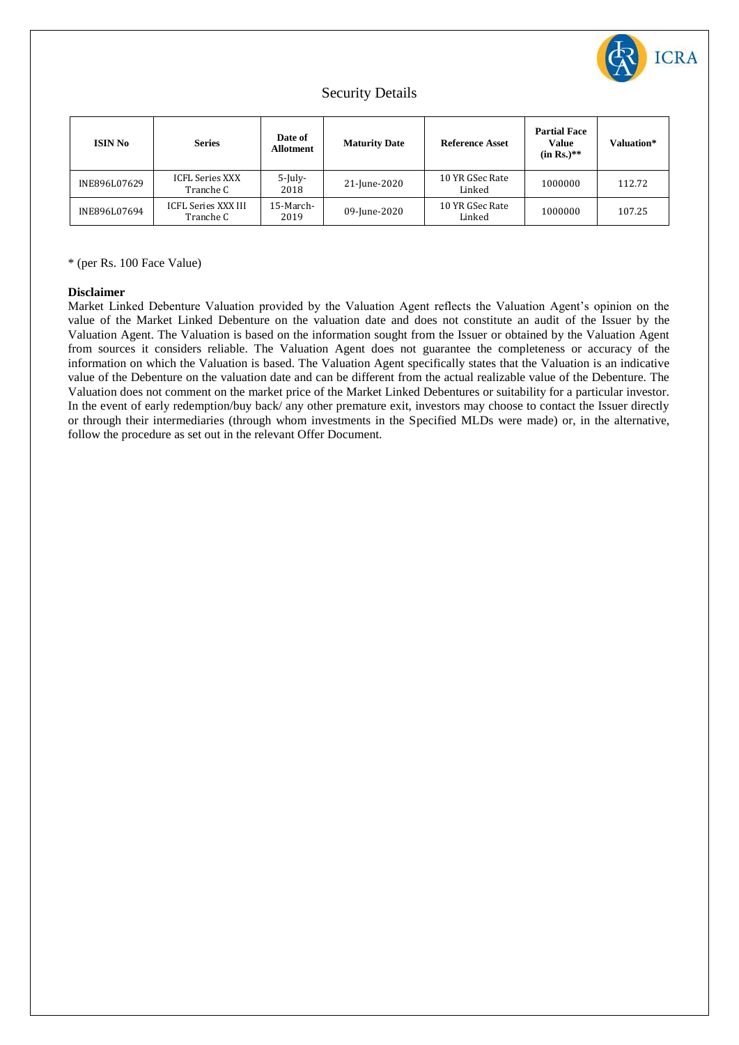## Security Details

| ISIN No | Series | Date of Allotment | Maturity Date | Reference Asset | Partial Face Value (in Rs.)** | Valuation* |
|---|---|---|---|---|---|---|
| INE896L07629 | ICFL Series XXX Tranche C | 5-July-2018 | 21-June-2020 | 10 YR GSec Rate Linked | 1000000 | 112.72 |
| INE896L07694 | ICFL Series XXX III Tranche C | 15-March-2019 | 09-June-2020 | 10 YR GSec Rate Linked | 1000000 | 107.25 |

* (per Rs. 100 Face Value)

**Disclaimer**

Market Linked Debenture Valuation provided by the Valuation Agent reflects the Valuation Agent's opinion on the value of the Market Linked Debenture on the valuation date and does not constitute an audit of the Issuer by the Valuation Agent. The Valuation is based on the information sought from the Issuer or obtained by the Valuation Agent from sources it considers reliable. The Valuation Agent does not guarantee the completeness or accuracy of the information on which the Valuation is based. The Valuation Agent specifically states that the Valuation is an indicative value of the Debenture on the valuation date and can be different from the actual realizable value of the Debenture. The Valuation does not comment on the market price of the Market Linked Debentures or suitability for a particular investor. In the event of early redemption/buy back/ any other premature exit, investors may choose to contact the Issuer directly or through their intermediaries (through whom investments in the Specified MLDs were made) or, in the alternative, follow the procedure as set out in the relevant Offer Document.